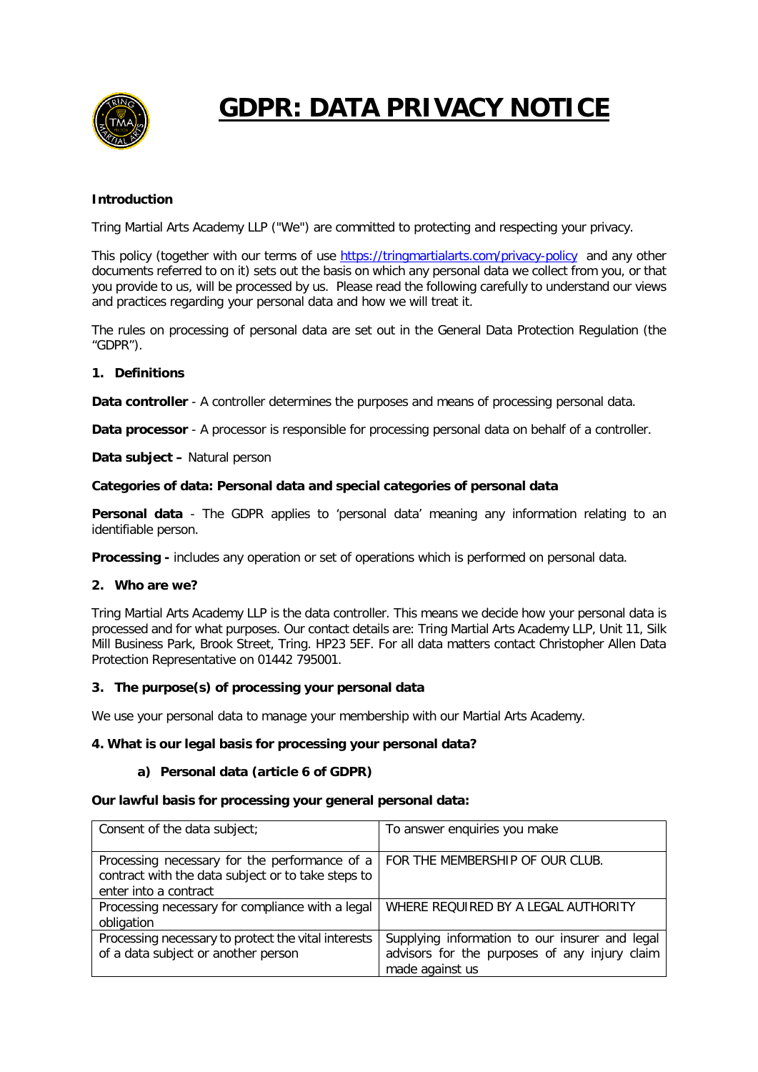# GDPR: DATA PRIVACY NOTICE

**Introduction**

Tring Martial Arts Academy LLP ("We") are committed to protecting and respecting your privacy.

This policy (together with our terms of use https://tringmartialarts.com/privacy-policy and any other documents referred to on it) sets out the basis on which any personal data we collect from you, or that you provide to us, will be processed by us. Please read the following carefully to understand our views and practices regarding your personal data and how we will treat it.

The rules on processing of personal data are set out in the General Data Protection Regulation (the "GDPR").

## 1. Definitions

**Data controller** - A controller determines the purposes and means of processing personal data.

**Data processor** - A processor is responsible for processing personal data on behalf of a controller.

**Data subject –** Natural person

**Categories of data: Personal data and special categories of personal data**

**Personal data** - The GDPR applies to 'personal data' meaning any information relating to an identifiable person.

**Processing -** includes any operation or set of operations which is performed on personal data.

## 2. Who are we?

Tring Martial Arts Academy LLP is the data controller. This means we decide how your personal data is processed and for what purposes. Our contact details are: Tring Martial Arts Academy LLP, Unit 11, Silk Mill Business Park, Brook Street, Tring. HP23 5EF. For all data matters contact Christopher Allen Data Protection Representative on 01442 795001.

## 3. The purpose(s) of processing your personal data

We use your personal data to manage your membership with our Martial Arts Academy.

## 4. What is our legal basis for processing your personal data?

### a) Personal data (article 6 of GDPR)

**Our lawful basis for processing your general personal data:**

| | |
|---|---|
| Consent of the data subject; | To answer enquiries you make |
| Processing necessary for the performance of a contract with the data subject or to take steps to enter into a contract | FOR THE MEMBERSHIP OF OUR CLUB. |
| Processing necessary for compliance with a legal obligation | WHERE REQUIRED BY A LEGAL AUTHORITY |
| Processing necessary to protect the vital interests of a data subject or another person | Supplying information to our insurer and legal advisors for the purposes of any injury claim made against us |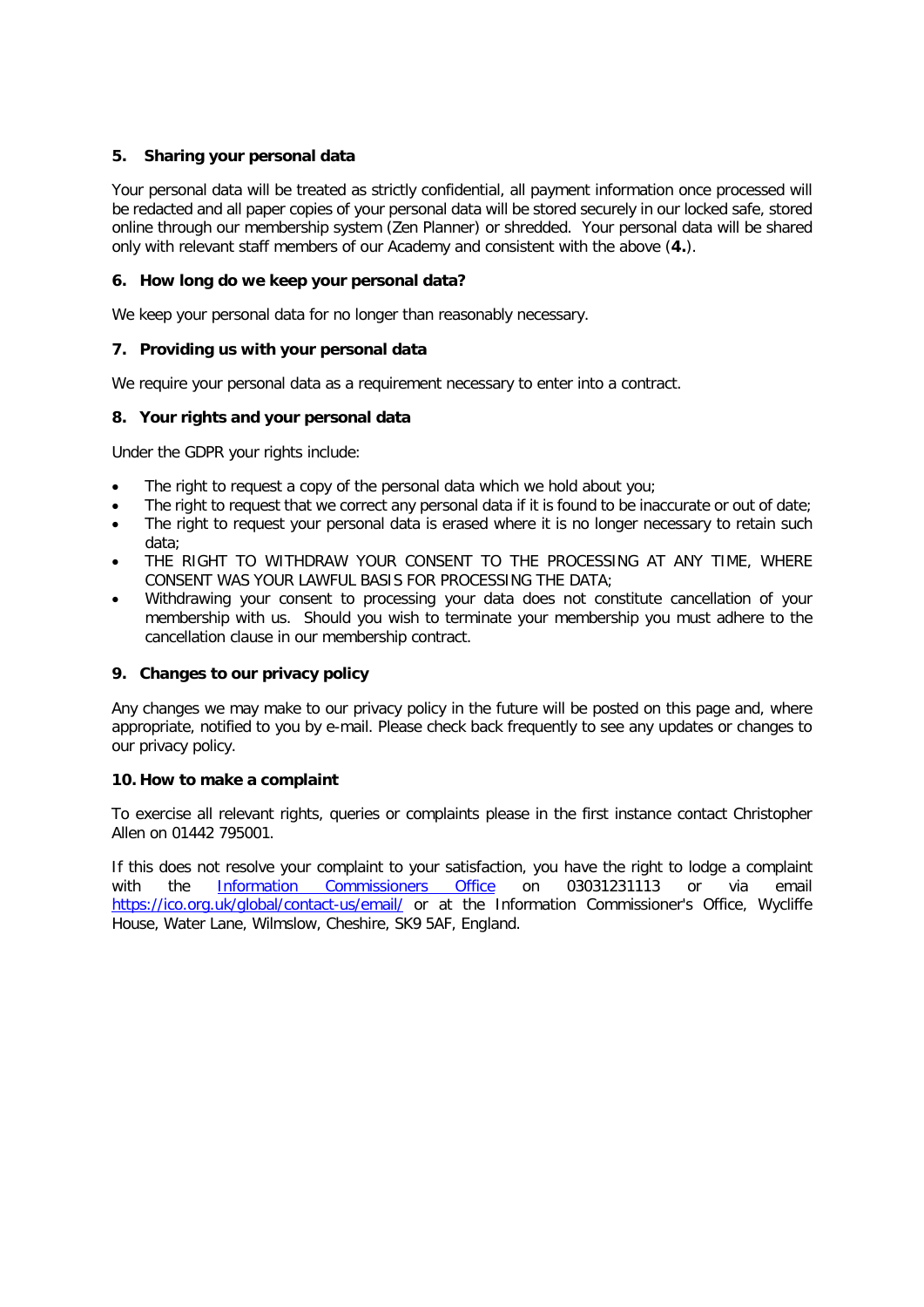## 5. Sharing your personal data

Your personal data will be treated as strictly confidential, all payment information once processed will be redacted and all paper copies of your personal data will be stored securely in our locked safe, stored online through our membership system (Zen Planner) or shredded. Your personal data will be shared only with relevant staff members of our Academy and consistent with the above (**4.**).

## 6. How long do we keep your personal data?

We keep your personal data for no longer than reasonably necessary.

## 7. Providing us with your personal data

We require your personal data as a requirement necessary to enter into a contract.

## 8. Your rights and your personal data

Under the GDPR your rights include:

- The right to request a copy of the personal data which we hold about you;
- The right to request that we correct any personal data if it is found to be inaccurate or out of date;
- The right to request your personal data is erased where it is no longer necessary to retain such data;
- THE RIGHT TO WITHDRAW YOUR CONSENT TO THE PROCESSING AT ANY TIME, WHERE CONSENT WAS YOUR LAWFUL BASIS FOR PROCESSING THE DATA;
- Withdrawing your consent to processing your data does not constitute cancellation of your membership with us. Should you wish to terminate your membership you must adhere to the cancellation clause in our membership contract.

## 9. Changes to our privacy policy

Any changes we may make to our privacy policy in the future will be posted on this page and, where appropriate, notified to you by e-mail. Please check back frequently to see any updates or changes to our privacy policy.

## 10. How to make a complaint

To exercise all relevant rights, queries or complaints please in the first instance contact Christopher Allen on 01442 795001.

If this does not resolve your complaint to your satisfaction, you have the right to lodge a complaint with the [Information Commissioners Office](https://ico.org.uk/) on 03031231113 or via email [https://ico.org.uk/global/contact-us/email/](https://ico.org.uk/global/contact-us/email/) or at the Information Commissioner's Office, Wycliffe House, Water Lane, Wilmslow, Cheshire, SK9 5AF, England.